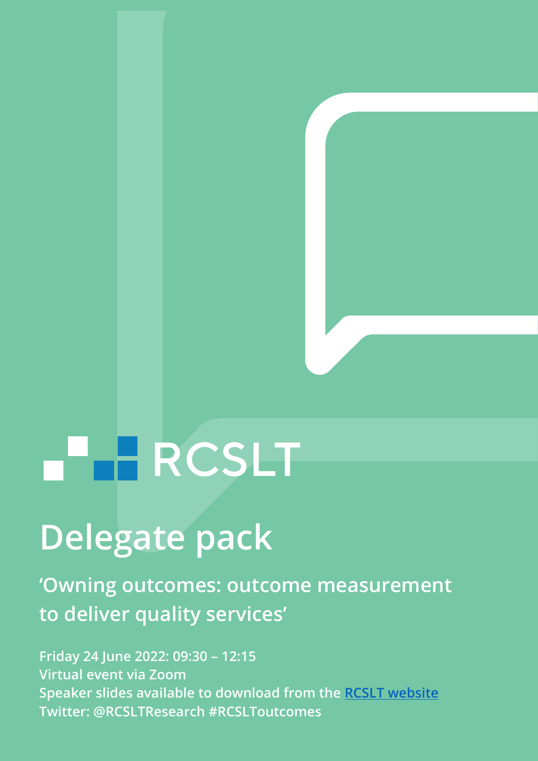RCSLT

# Delegate pack

## 'Owning outcomes: outcome measurement to deliver quality services'

**Friday 24 June 2022: 09:30 – 12:15**
**Virtual event via Zoom**
**Speaker slides available to download from the [RCSLT website]()**
**Twitter: @RCSLTResearch #RCSLToutcomes**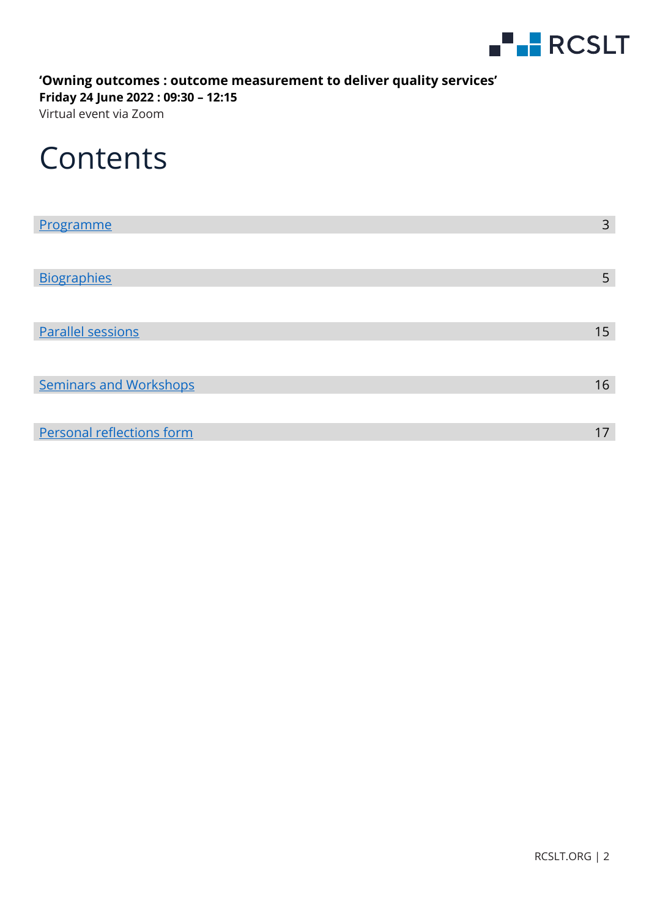**'Owning outcomes : outcome measurement to deliver quality services'**
**Friday 24 June 2022 : 09:30 – 12:15**
Virtual event via Zoom

# Contents

| | |
|---|---|
| Programme | 3 |
| Biographies | 5 |
| Parallel sessions | 15 |
| Seminars and Workshops | 16 |
| Personal reflections form | 17 |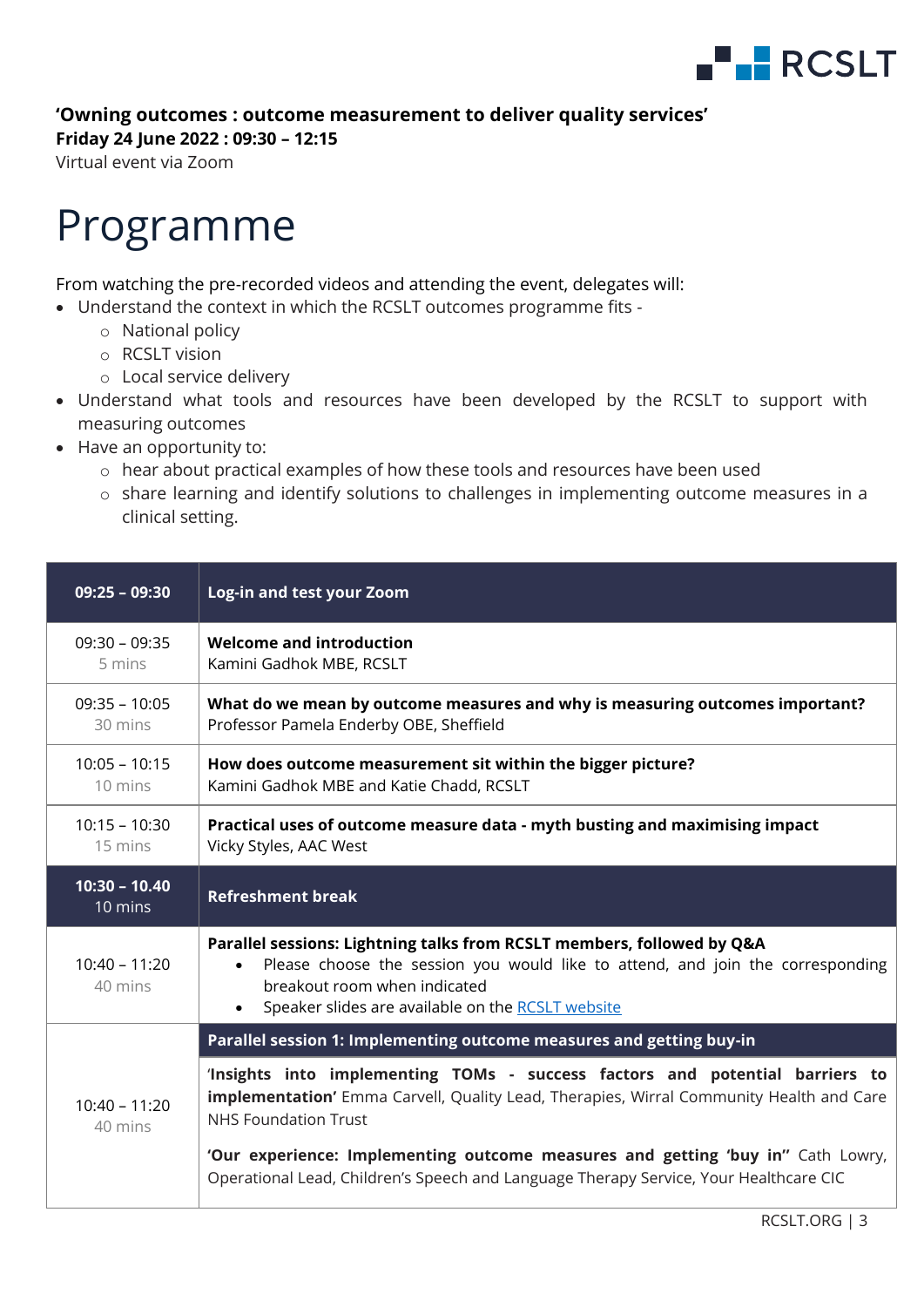**'Owning outcomes : outcome measurement to deliver quality services'**
**Friday 24 June 2022 : 09:30 – 12:15**
Virtual event via Zoom

# Programme

From watching the pre-recorded videos and attending the event, delegates will:

- Understand the context in which the RCSLT outcomes programme fits -
    - National policy
    - RCSLT vision
    - Local service delivery
- Understand what tools and resources have been developed by the RCSLT to support with measuring outcomes
- Have an opportunity to:
    - hear about practical examples of how these tools and resources have been used
    - share learning and identify solutions to challenges in implementing outcome measures in a clinical setting.

| **09:25 – 09:30** | **Log-in and test your Zoom** |
|---|---|
| 09:30 – 09:35<br>5 mins | **Welcome and introduction**<br>Kamini Gadhok MBE, RCSLT |
| 09:35 – 10:05<br>30 mins | **What do we mean by outcome measures and why is measuring outcomes important?**<br>Professor Pamela Enderby OBE, Sheffield |
| 10:05 – 10:15<br>10 mins | **How does outcome measurement sit within the bigger picture?**<br>Kamini Gadhok MBE and Katie Chadd, RCSLT |
| 10:15 – 10:30<br>15 mins | **Practical uses of outcome measure data - myth busting and maximising impact**<br>Vicky Styles, AAC West |
| **10:30 – 10.40**<br>10 mins | **Refreshment break** |
| 10:40 – 11:20<br>40 mins | **Parallel sessions: Lightning talks from RCSLT members, followed by Q&A**<br>• Please choose the session you would like to attend, and join the corresponding breakout room when indicated<br>• Speaker slides are available on the RCSLT website |
| 10:40 – 11:20<br>40 mins | **Parallel session 1: Implementing outcome measures and getting buy-in**<br>**'Insights into implementing TOMs - success factors and potential barriers to implementation'** Emma Carvell, Quality Lead, Therapies, Wirral Community Health and Care NHS Foundation Trust<br>**'Our experience: Implementing outcome measures and getting 'buy in''** Cath Lowry, Operational Lead, Children's Speech and Language Therapy Service, Your Healthcare CIC |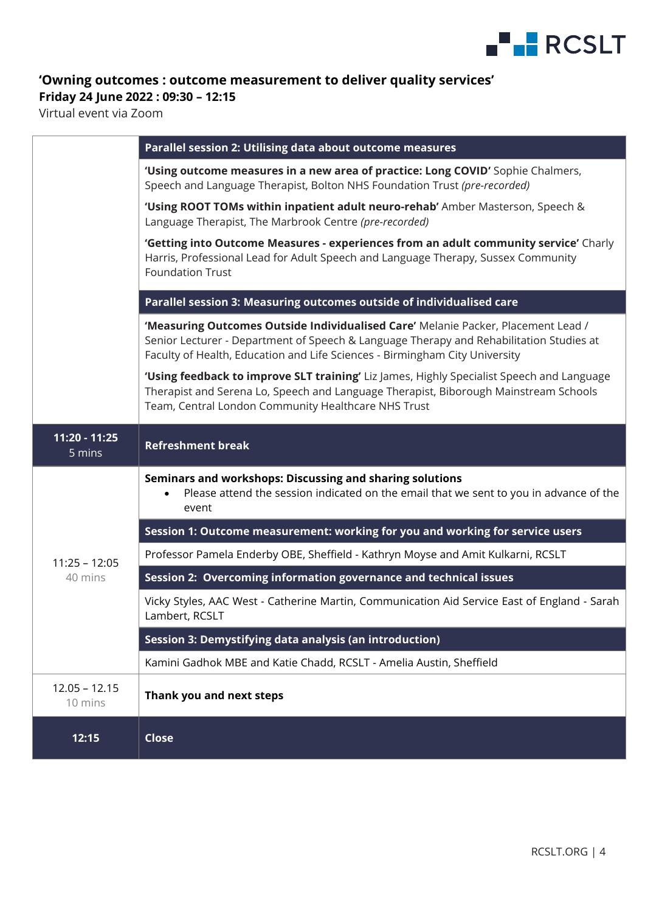## 'Owning outcomes : outcome measurement to deliver quality services'

**Friday 24 June 2022 : 09:30 – 12:15**

Virtual event via Zoom

| | |
|---|---|
| | **Parallel session 2: Utilising data about outcome measures** |
| | **'Using outcome measures in a new area of practice: Long COVID'** Sophie Chalmers, Speech and Language Therapist, Bolton NHS Foundation Trust *(pre-recorded)* |
| | **'Using ROOT TOMs within inpatient adult neuro-rehab'** Amber Masterson, Speech & Language Therapist, The Marbrook Centre *(pre-recorded)* |
| | **'Getting into Outcome Measures - experiences from an adult community service'** Charly Harris, Professional Lead for Adult Speech and Language Therapy, Sussex Community Foundation Trust |
| | **Parallel session 3: Measuring outcomes outside of individualised care** |
| | **'Measuring Outcomes Outside Individualised Care'** Melanie Packer, Placement Lead / Senior Lecturer - Department of Speech & Language Therapy and Rehabilitation Studies at Faculty of Health, Education and Life Sciences - Birmingham City University |
| | **'Using feedback to improve SLT training'** Liz James, Highly Specialist Speech and Language Therapist and Serena Lo, Speech and Language Therapist, Biborough Mainstream Schools Team, Central London Community Healthcare NHS Trust |
| **11:20 - 11:25** 5 mins | **Refreshment break** |
| 11:25 – 12:05 40 mins | **Seminars and workshops: Discussing and sharing solutions** • Please attend the session indicated on the email that we sent to you in advance of the event |
| | **Session 1: Outcome measurement: working for you and working for service users** |
| | Professor Pamela Enderby OBE, Sheffield - Kathryn Moyse and Amit Kulkarni, RCSLT |
| | **Session 2: Overcoming information governance and technical issues** |
| | Vicky Styles, AAC West - Catherine Martin, Communication Aid Service East of England - Sarah Lambert, RCSLT |
| | **Session 3: Demystifying data analysis (an introduction)** |
| | Kamini Gadhok MBE and Katie Chadd, RCSLT - Amelia Austin, Sheffield |
| 12.05 – 12.15 10 mins | **Thank you and next steps** |
| **12:15** | **Close** |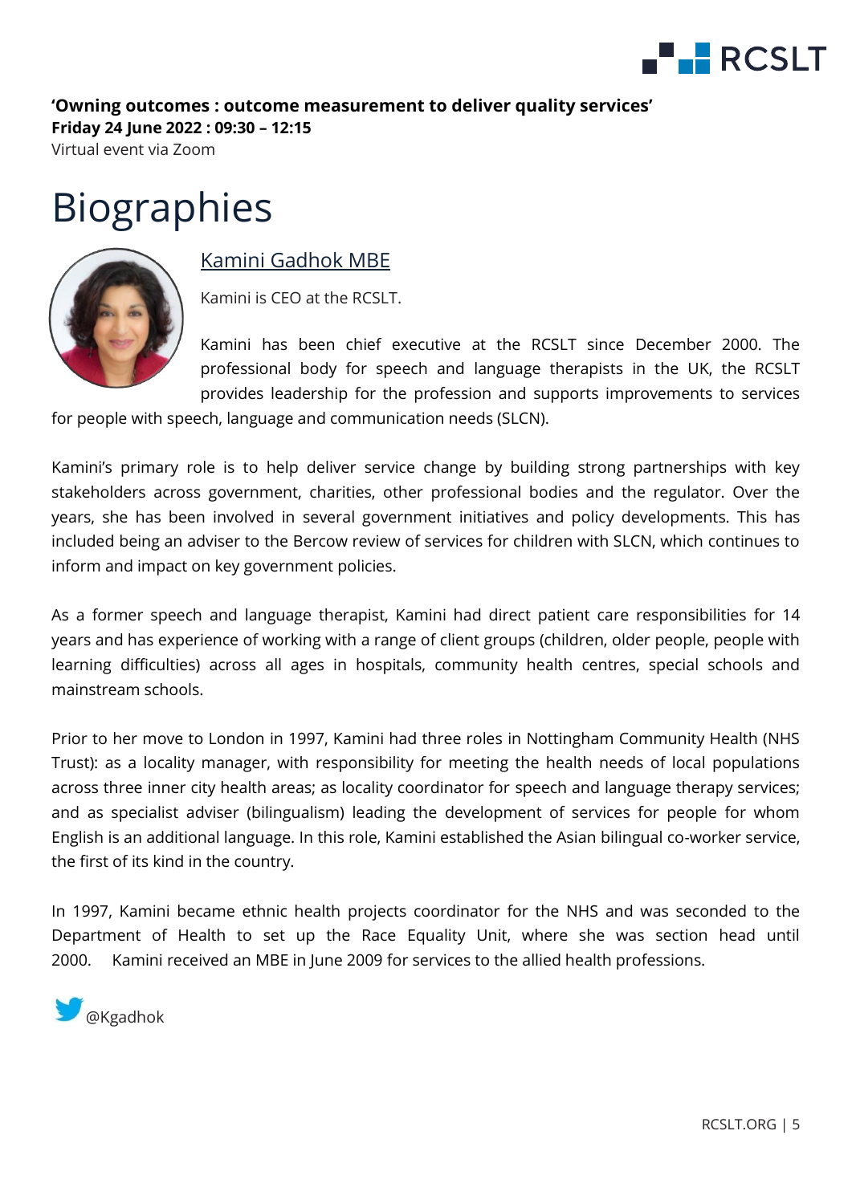**'Owning outcomes : outcome measurement to deliver quality services'**
**Friday 24 June 2022 : 09:30 – 12:15**
Virtual event via Zoom

# Biographies

## Kamini Gadhok MBE

Kamini is CEO at the RCSLT.

Kamini has been chief executive at the RCSLT since December 2000. The professional body for speech and language therapists in the UK, the RCSLT provides leadership for the profession and supports improvements to services for people with speech, language and communication needs (SLCN).

Kamini's primary role is to help deliver service change by building strong partnerships with key stakeholders across government, charities, other professional bodies and the regulator. Over the years, she has been involved in several government initiatives and policy developments. This has included being an adviser to the Bercow review of services for children with SLCN, which continues to inform and impact on key government policies.

As a former speech and language therapist, Kamini had direct patient care responsibilities for 14 years and has experience of working with a range of client groups (children, older people, people with learning difficulties) across all ages in hospitals, community health centres, special schools and mainstream schools.

Prior to her move to London in 1997, Kamini had three roles in Nottingham Community Health (NHS Trust): as a locality manager, with responsibility for meeting the health needs of local populations across three inner city health areas; as locality coordinator for speech and language therapy services; and as specialist adviser (bilingualism) leading the development of services for people for whom English is an additional language. In this role, Kamini established the Asian bilingual co-worker service, the first of its kind in the country.

In 1997, Kamini became ethnic health projects coordinator for the NHS and was seconded to the Department of Health to set up the Race Equality Unit, where she was section head until 2000. Kamini received an MBE in June 2009 for services to the allied health professions.

@Kgadhok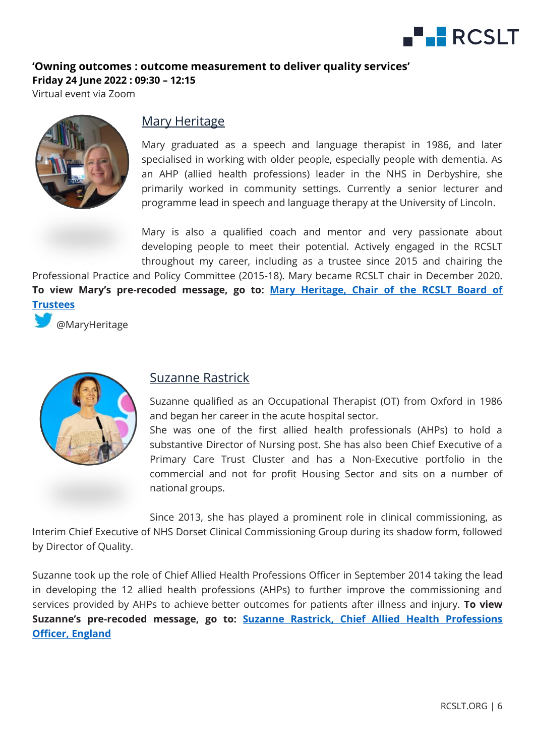**'Owning outcomes : outcome measurement to deliver quality services'**
**Friday 24 June 2022 : 09:30 – 12:15**
Virtual event via Zoom

## Mary Heritage

Mary graduated as a speech and language therapist in 1986, and later specialised in working with older people, especially people with dementia. As an AHP (allied health professions) leader in the NHS in Derbyshire, she primarily worked in community settings. Currently a senior lecturer and programme lead in speech and language therapy at the University of Lincoln.

Mary is also a qualified coach and mentor and very passionate about developing people to meet their potential. Actively engaged in the RCSLT throughout my career, including as a trustee since 2015 and chairing the Professional Practice and Policy Committee (2015-18). Mary became RCSLT chair in December 2020. **To view Mary's pre-recoded message, go to: Mary Heritage, Chair of the RCSLT Board of Trustees**

@MaryHeritage

## Suzanne Rastrick

Suzanne qualified as an Occupational Therapist (OT) from Oxford in 1986 and began her career in the acute hospital sector.
She was one of the first allied health professionals (AHPs) to hold a substantive Director of Nursing post. She has also been Chief Executive of a Primary Care Trust Cluster and has a Non-Executive portfolio in the commercial and not for profit Housing Sector and sits on a number of national groups.

Since 2013, she has played a prominent role in clinical commissioning, as Interim Chief Executive of NHS Dorset Clinical Commissioning Group during its shadow form, followed by Director of Quality.

Suzanne took up the role of Chief Allied Health Professions Officer in September 2014 taking the lead in developing the 12 allied health professions (AHPs) to further improve the commissioning and services provided by AHPs to achieve better outcomes for patients after illness and injury. **To view Suzanne's pre-recoded message, go to: Suzanne Rastrick, Chief Allied Health Professions Officer, England**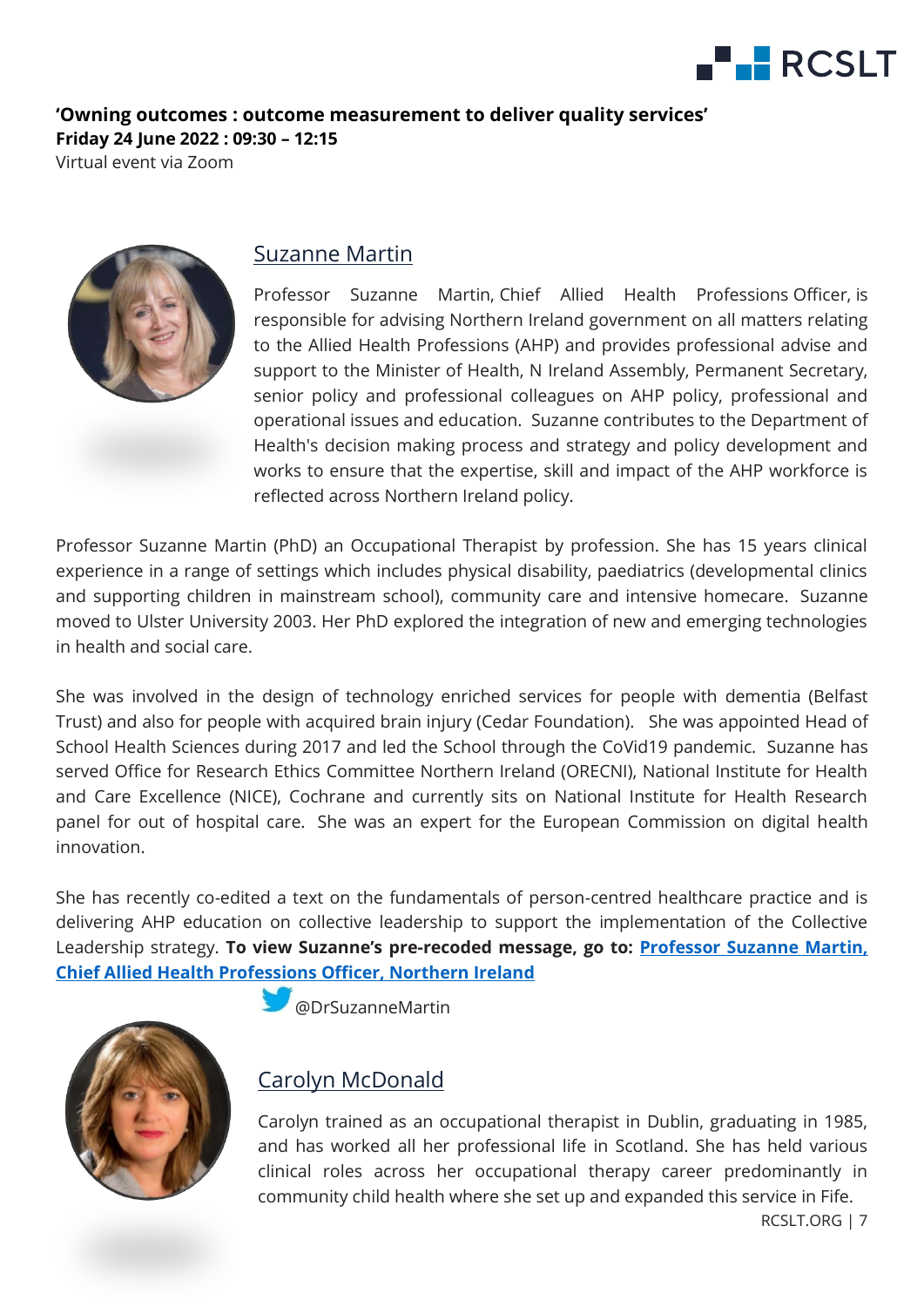**'Owning outcomes : outcome measurement to deliver quality services'**
**Friday 24 June 2022 : 09:30 – 12:15**
Virtual event via Zoom

## Suzanne Martin

Professor Suzanne Martin, Chief Allied Health Professions Officer, is responsible for advising Northern Ireland government on all matters relating to the Allied Health Professions (AHP) and provides professional advise and support to the Minister of Health, N Ireland Assembly, Permanent Secretary, senior policy and professional colleagues on AHP policy, professional and operational issues and education. Suzanne contributes to the Department of Health's decision making process and strategy and policy development and works to ensure that the expertise, skill and impact of the AHP workforce is reflected across Northern Ireland policy.

Professor Suzanne Martin (PhD) an Occupational Therapist by profession. She has 15 years clinical experience in a range of settings which includes physical disability, paediatrics (developmental clinics and supporting children in mainstream school), community care and intensive homecare. Suzanne moved to Ulster University 2003. Her PhD explored the integration of new and emerging technologies in health and social care.

She was involved in the design of technology enriched services for people with dementia (Belfast Trust) and also for people with acquired brain injury (Cedar Foundation). She was appointed Head of School Health Sciences during 2017 and led the School through the CoVid19 pandemic. Suzanne has served Office for Research Ethics Committee Northern Ireland (ORECNI), National Institute for Health and Care Excellence (NICE), Cochrane and currently sits on National Institute for Health Research panel for out of hospital care. She was an expert for the European Commission on digital health innovation.

She has recently co-edited a text on the fundamentals of person-centred healthcare practice and is delivering AHP education on collective leadership to support the implementation of the Collective Leadership strategy. **To view Suzanne's pre-recoded message, go to: Professor Suzanne Martin, Chief Allied Health Professions Officer, Northern Ireland**

@DrSuzanneMartin

## Carolyn McDonald

Carolyn trained as an occupational therapist in Dublin, graduating in 1985, and has worked all her professional life in Scotland. She has held various clinical roles across her occupational therapy career predominantly in community child health where she set up and expanded this service in Fife.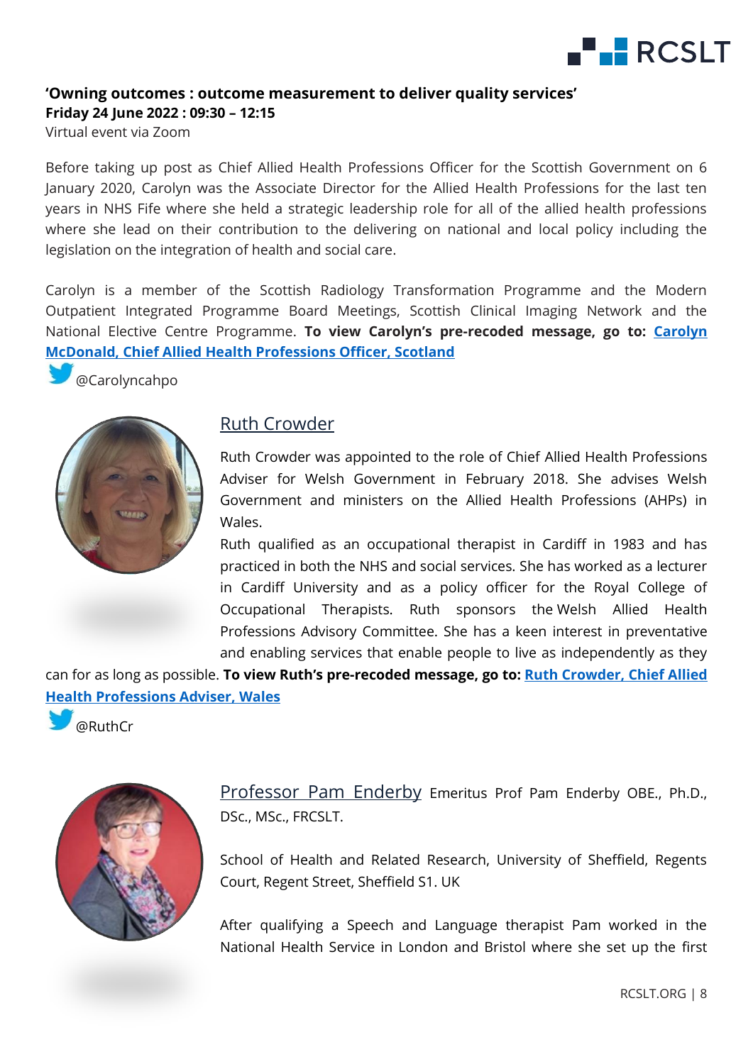**'Owning outcomes : outcome measurement to deliver quality services'**
**Friday 24 June 2022 : 09:30 – 12:15**
Virtual event via Zoom

Before taking up post as Chief Allied Health Professions Officer for the Scottish Government on 6 January 2020, Carolyn was the Associate Director for the Allied Health Professions for the last ten years in NHS Fife where she held a strategic leadership role for all of the allied health professions where she lead on their contribution to the delivering on national and local policy including the legislation on the integration of health and social care.

Carolyn is a member of the Scottish Radiology Transformation Programme and the Modern Outpatient Integrated Programme Board Meetings, Scottish Clinical Imaging Network and the National Elective Centre Programme. **To view Carolyn's pre-recoded message, go to: Carolyn McDonald, Chief Allied Health Professions Officer, Scotland**

@Carolyncahpo

## Ruth Crowder

Ruth Crowder was appointed to the role of Chief Allied Health Professions Adviser for Welsh Government in February 2018. She advises Welsh Government and ministers on the Allied Health Professions (AHPs) in Wales.

Ruth qualified as an occupational therapist in Cardiff in 1983 and has practiced in both the NHS and social services. She has worked as a lecturer in Cardiff University and as a policy officer for the Royal College of Occupational Therapists. Ruth sponsors the Welsh Allied Health Professions Advisory Committee. She has a keen interest in preventative and enabling services that enable people to live as independently as they can for as long as possible. **To view Ruth's pre-recoded message, go to: Ruth Crowder, Chief Allied Health Professions Adviser, Wales**

@RuthCr

## Professor Pam Enderby

Emeritus Prof Pam Enderby OBE., Ph.D., DSc., MSc., FRCSLT.

School of Health and Related Research, University of Sheffield, Regents Court, Regent Street, Sheffield S1. UK

After qualifying a Speech and Language therapist Pam worked in the National Health Service in London and Bristol where she set up the first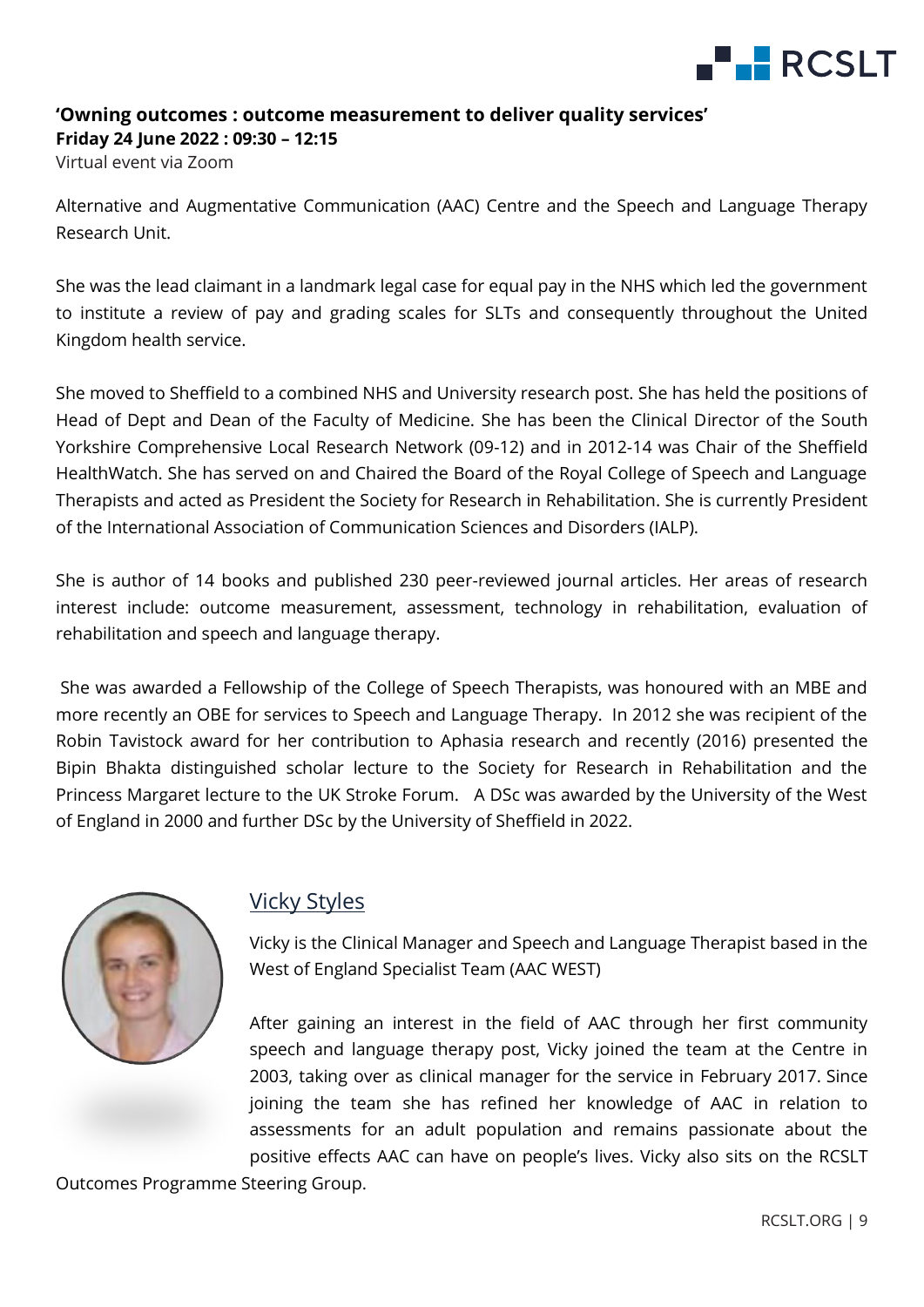**'Owning outcomes : outcome measurement to deliver quality services'**
**Friday 24 June 2022 : 09:30 – 12:15**
Virtual event via Zoom

Alternative and Augmentative Communication (AAC) Centre and the Speech and Language Therapy Research Unit.

She was the lead claimant in a landmark legal case for equal pay in the NHS which led the government to institute a review of pay and grading scales for SLTs and consequently throughout the United Kingdom health service.

She moved to Sheffield to a combined NHS and University research post. She has held the positions of Head of Dept and Dean of the Faculty of Medicine. She has been the Clinical Director of the South Yorkshire Comprehensive Local Research Network (09-12) and in 2012-14 was Chair of the Sheffield HealthWatch. She has served on and Chaired the Board of the Royal College of Speech and Language Therapists and acted as President the Society for Research in Rehabilitation. She is currently President of the International Association of Communication Sciences and Disorders (IALP).

She is author of 14 books and published 230 peer-reviewed journal articles. Her areas of research interest include: outcome measurement, assessment, technology in rehabilitation, evaluation of rehabilitation and speech and language therapy.

She was awarded a Fellowship of the College of Speech Therapists, was honoured with an MBE and more recently an OBE for services to Speech and Language Therapy. In 2012 she was recipient of the Robin Tavistock award for her contribution to Aphasia research and recently (2016) presented the Bipin Bhakta distinguished scholar lecture to the Society for Research in Rehabilitation and the Princess Margaret lecture to the UK Stroke Forum. A DSc was awarded by the University of the West of England in 2000 and further DSc by the University of Sheffield in 2022.

## Vicky Styles

Vicky is the Clinical Manager and Speech and Language Therapist based in the West of England Specialist Team (AAC WEST)

After gaining an interest in the field of AAC through her first community speech and language therapy post, Vicky joined the team at the Centre in 2003, taking over as clinical manager for the service in February 2017. Since joining the team she has refined her knowledge of AAC in relation to assessments for an adult population and remains passionate about the positive effects AAC can have on people's lives. Vicky also sits on the RCSLT Outcomes Programme Steering Group.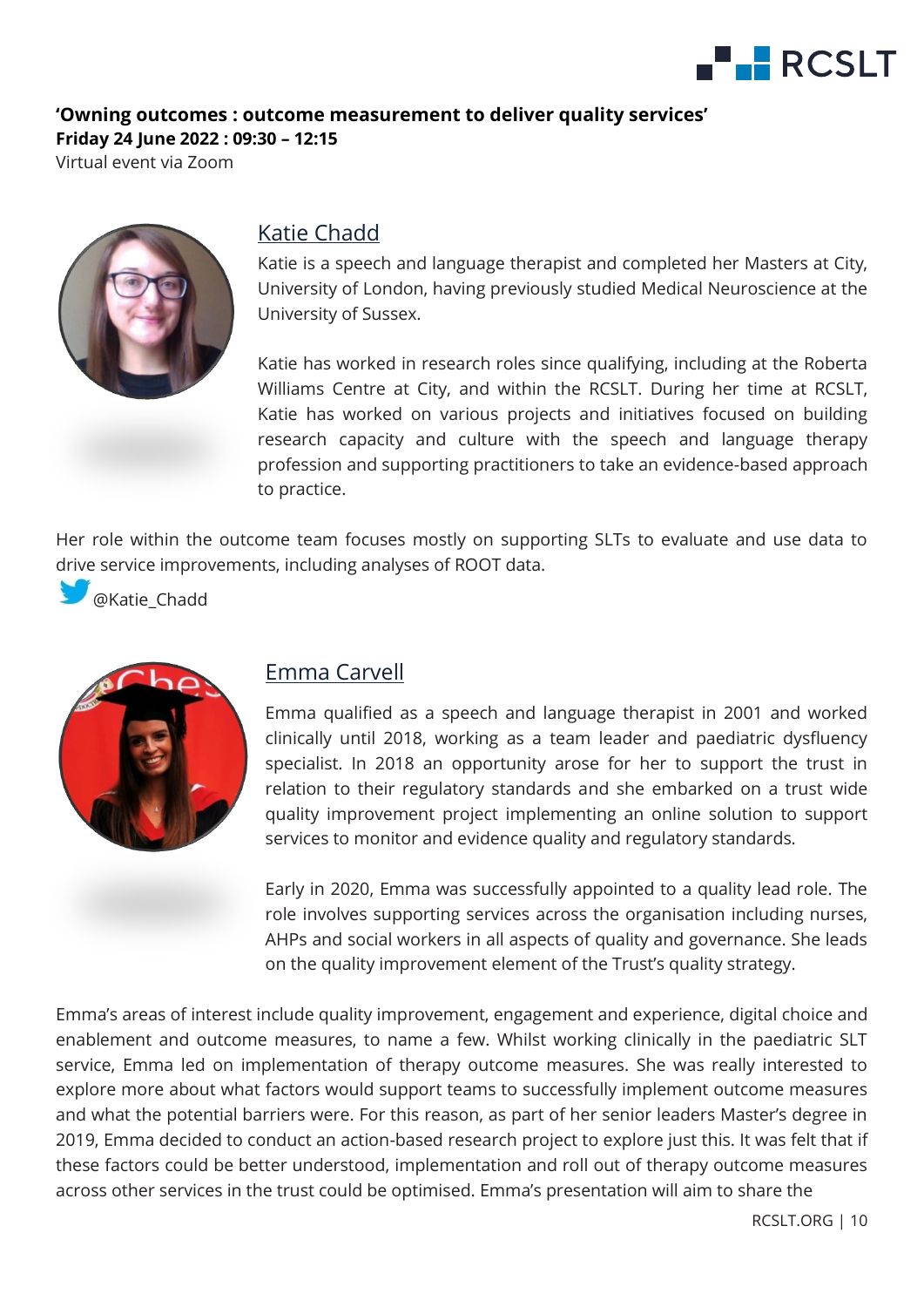**'Owning outcomes : outcome measurement to deliver quality services'**
**Friday 24 June 2022 : 09:30 – 12:15**
Virtual event via Zoom

## Katie Chadd

Katie is a speech and language therapist and completed her Masters at City, University of London, having previously studied Medical Neuroscience at the University of Sussex.

Katie has worked in research roles since qualifying, including at the Roberta Williams Centre at City, and within the RCSLT. During her time at RCSLT, Katie has worked on various projects and initiatives focused on building research capacity and culture with the speech and language therapy profession and supporting practitioners to take an evidence-based approach to practice.

Her role within the outcome team focuses mostly on supporting SLTs to evaluate and use data to drive service improvements, including analyses of ROOT data.

@Katie_Chadd

## Emma Carvell

Emma qualified as a speech and language therapist in 2001 and worked clinically until 2018, working as a team leader and paediatric dysfluency specialist. In 2018 an opportunity arose for her to support the trust in relation to their regulatory standards and she embarked on a trust wide quality improvement project implementing an online solution to support services to monitor and evidence quality and regulatory standards.

Early in 2020, Emma was successfully appointed to a quality lead role. The role involves supporting services across the organisation including nurses, AHPs and social workers in all aspects of quality and governance. She leads on the quality improvement element of the Trust's quality strategy.

Emma's areas of interest include quality improvement, engagement and experience, digital choice and enablement and outcome measures, to name a few. Whilst working clinically in the paediatric SLT service, Emma led on implementation of therapy outcome measures. She was really interested to explore more about what factors would support teams to successfully implement outcome measures and what the potential barriers were. For this reason, as part of her senior leaders Master's degree in 2019, Emma decided to conduct an action-based research project to explore just this. It was felt that if these factors could be better understood, implementation and roll out of therapy outcome measures across other services in the trust could be optimised. Emma's presentation will aim to share the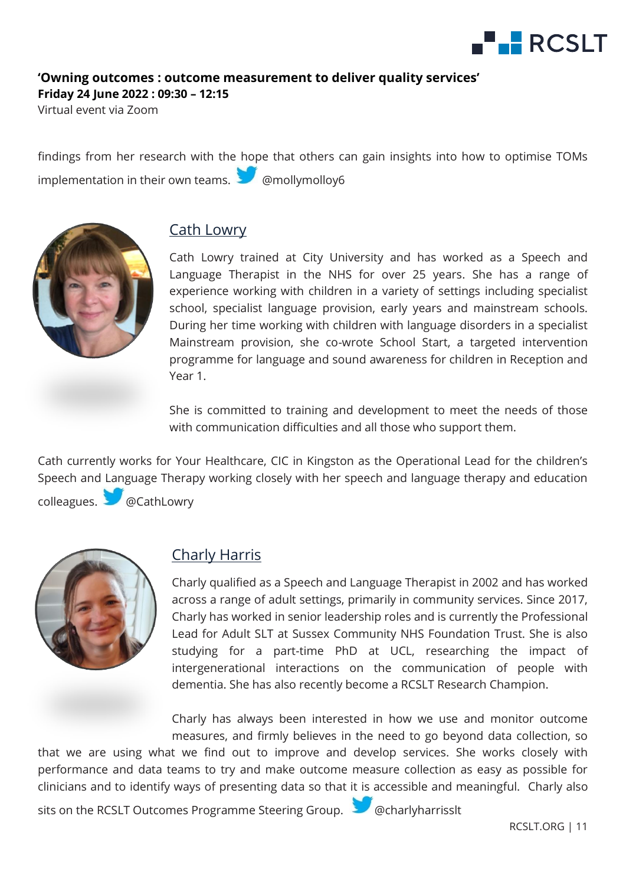findings from her research with the hope that others can gain insights into how to optimise TOMs implementation in their own teams. @mollymolloy6

## Cath Lowry

Cath Lowry trained at City University and has worked as a Speech and Language Therapist in the NHS for over 25 years. She has a range of experience working with children in a variety of settings including specialist school, specialist language provision, early years and mainstream schools. During her time working with children with language disorders in a specialist Mainstream provision, she co-wrote School Start, a targeted intervention programme for language and sound awareness for children in Reception and Year 1.

She is committed to training and development to meet the needs of those with communication difficulties and all those who support them.

Cath currently works for Your Healthcare, CIC in Kingston as the Operational Lead for the children's Speech and Language Therapy working closely with her speech and language therapy and education colleagues. @CathLowry

## Charly Harris

Charly qualified as a Speech and Language Therapist in 2002 and has worked across a range of adult settings, primarily in community services. Since 2017, Charly has worked in senior leadership roles and is currently the Professional Lead for Adult SLT at Sussex Community NHS Foundation Trust. She is also studying for a part-time PhD at UCL, researching the impact of intergenerational interactions on the communication of people with dementia. She has also recently become a RCSLT Research Champion.

Charly has always been interested in how we use and monitor outcome measures, and firmly believes in the need to go beyond data collection, so that we are using what we find out to improve and develop services. She works closely with performance and data teams to try and make outcome measure collection as easy as possible for clinicians and to identify ways of presenting data so that it is accessible and meaningful. Charly also sits on the RCSLT Outcomes Programme Steering Group. @charlyharrisslt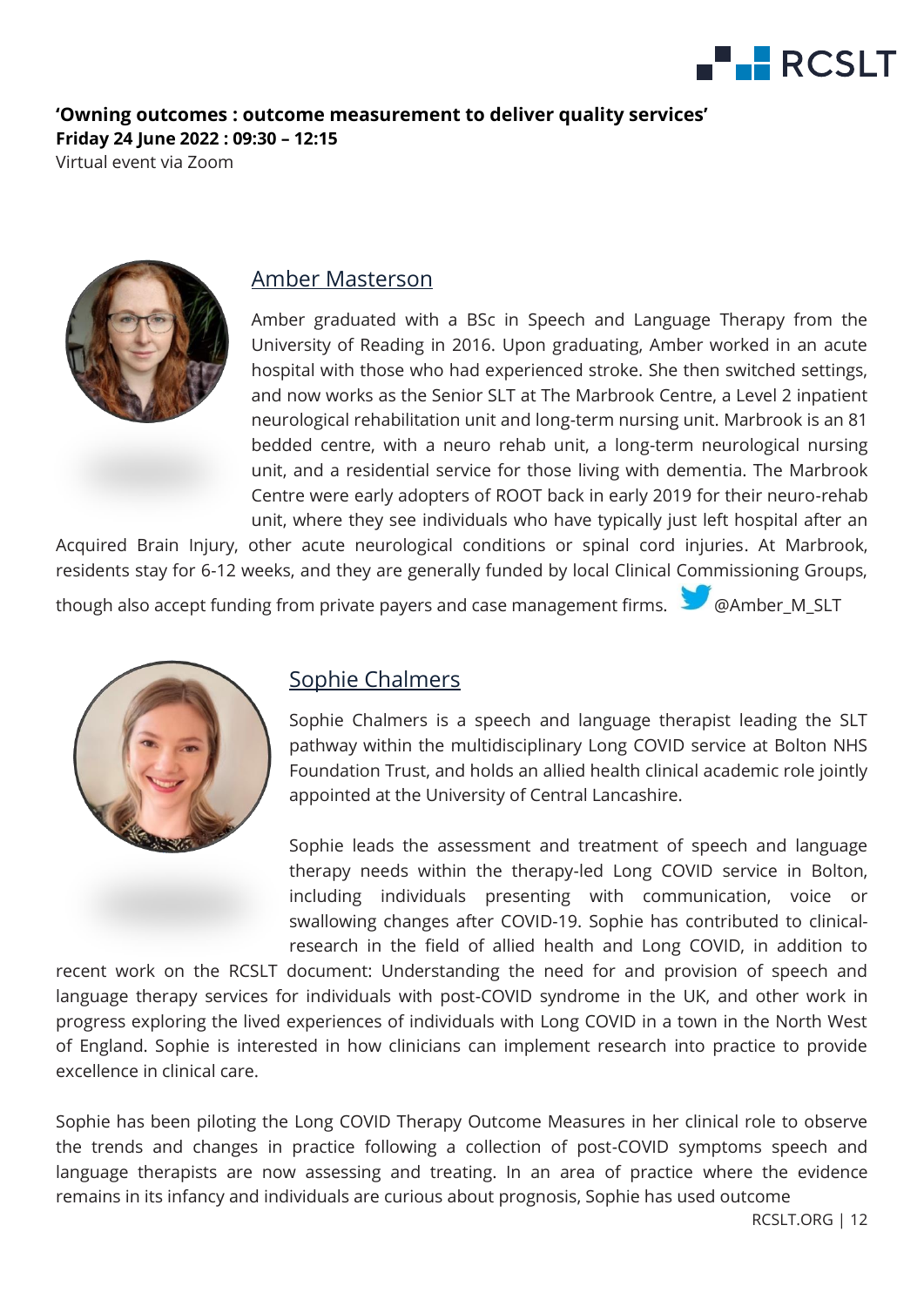**'Owning outcomes : outcome measurement to deliver quality services'**
**Friday 24 June 2022 : 09:30 – 12:15**
Virtual event via Zoom

## Amber Masterson

Amber graduated with a BSc in Speech and Language Therapy from the University of Reading in 2016. Upon graduating, Amber worked in an acute hospital with those who had experienced stroke. She then switched settings, and now works as the Senior SLT at The Marbrook Centre, a Level 2 inpatient neurological rehabilitation unit and long-term nursing unit. Marbrook is an 81 bedded centre, with a neuro rehab unit, a long-term neurological nursing unit, and a residential service for those living with dementia. The Marbrook Centre were early adopters of ROOT back in early 2019 for their neuro-rehab unit, where they see individuals who have typically just left hospital after an Acquired Brain Injury, other acute neurological conditions or spinal cord injuries. At Marbrook, residents stay for 6-12 weeks, and they are generally funded by local Clinical Commissioning Groups, though also accept funding from private payers and case management firms. @Amber_M_SLT

## Sophie Chalmers

Sophie Chalmers is a speech and language therapist leading the SLT pathway within the multidisciplinary Long COVID service at Bolton NHS Foundation Trust, and holds an allied health clinical academic role jointly appointed at the University of Central Lancashire.

Sophie leads the assessment and treatment of speech and language therapy needs within the therapy-led Long COVID service in Bolton, including individuals presenting with communication, voice or swallowing changes after COVID-19. Sophie has contributed to clinical-research in the field of allied health and Long COVID, in addition to recent work on the RCSLT document: Understanding the need for and provision of speech and language therapy services for individuals with post-COVID syndrome in the UK, and other work in progress exploring the lived experiences of individuals with Long COVID in a town in the North West of England. Sophie is interested in how clinicians can implement research into practice to provide excellence in clinical care.

Sophie has been piloting the Long COVID Therapy Outcome Measures in her clinical role to observe the trends and changes in practice following a collection of post-COVID symptoms speech and language therapists are now assessing and treating. In an area of practice where the evidence remains in its infancy and individuals are curious about prognosis, Sophie has used outcome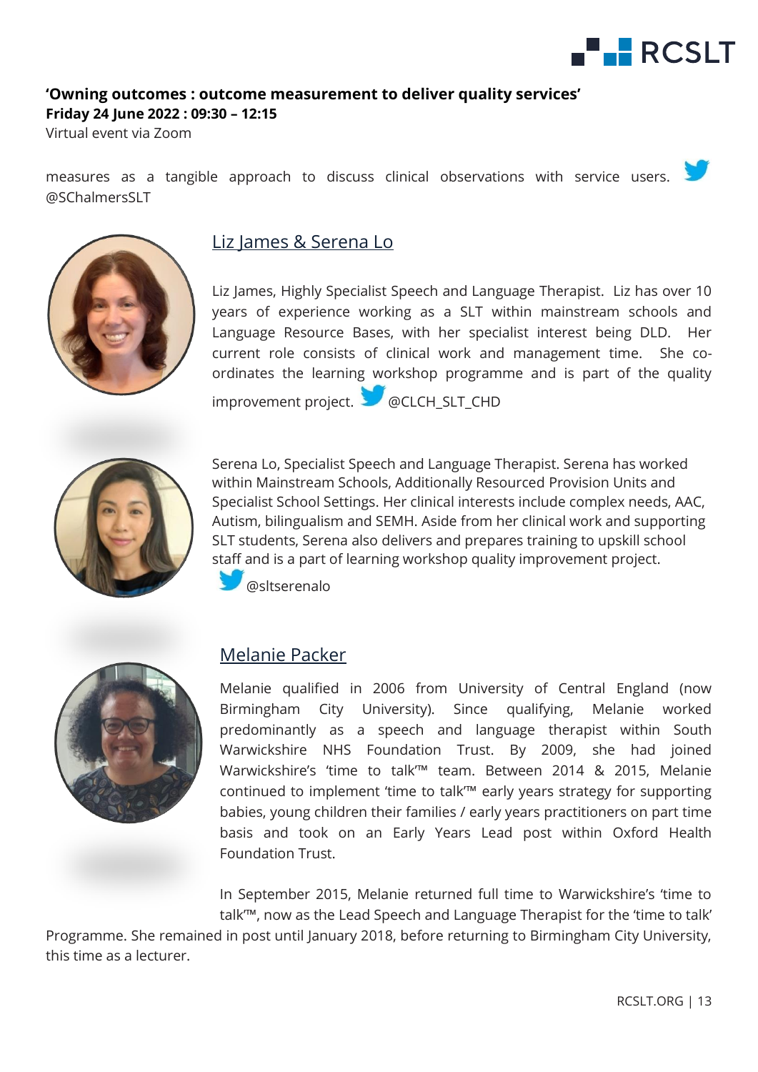**'Owning outcomes : outcome measurement to deliver quality services'**
**Friday 24 June 2022 : 09:30 – 12:15**
Virtual event via Zoom

measures as a tangible approach to discuss clinical observations with service users. @SChalmersSLT

## Liz James & Serena Lo

Liz James, Highly Specialist Speech and Language Therapist. Liz has over 10 years of experience working as a SLT within mainstream schools and Language Resource Bases, with her specialist interest being DLD. Her current role consists of clinical work and management time. She co-ordinates the learning workshop programme and is part of the quality improvement project. @CLCH_SLT_CHD

Serena Lo, Specialist Speech and Language Therapist. Serena has worked within Mainstream Schools, Additionally Resourced Provision Units and Specialist School Settings. Her clinical interests include complex needs, AAC, Autism, bilingualism and SEMH. Aside from her clinical work and supporting SLT students, Serena also delivers and prepares training to upskill school staff and is a part of learning workshop quality improvement project. @sltserenalo

## Melanie Packer

Melanie qualified in 2006 from University of Central England (now Birmingham City University). Since qualifying, Melanie worked predominantly as a speech and language therapist within South Warwickshire NHS Foundation Trust. By 2009, she had joined Warwickshire's 'time to talk™ team. Between 2014 & 2015, Melanie continued to implement 'time to talk™ early years strategy for supporting babies, young children their families / early years practitioners on part time basis and took on an Early Years Lead post within Oxford Health Foundation Trust.

In September 2015, Melanie returned full time to Warwickshire's 'time to talk™, now as the Lead Speech and Language Therapist for the 'time to talk' Programme. She remained in post until January 2018, before returning to Birmingham City University, this time as a lecturer.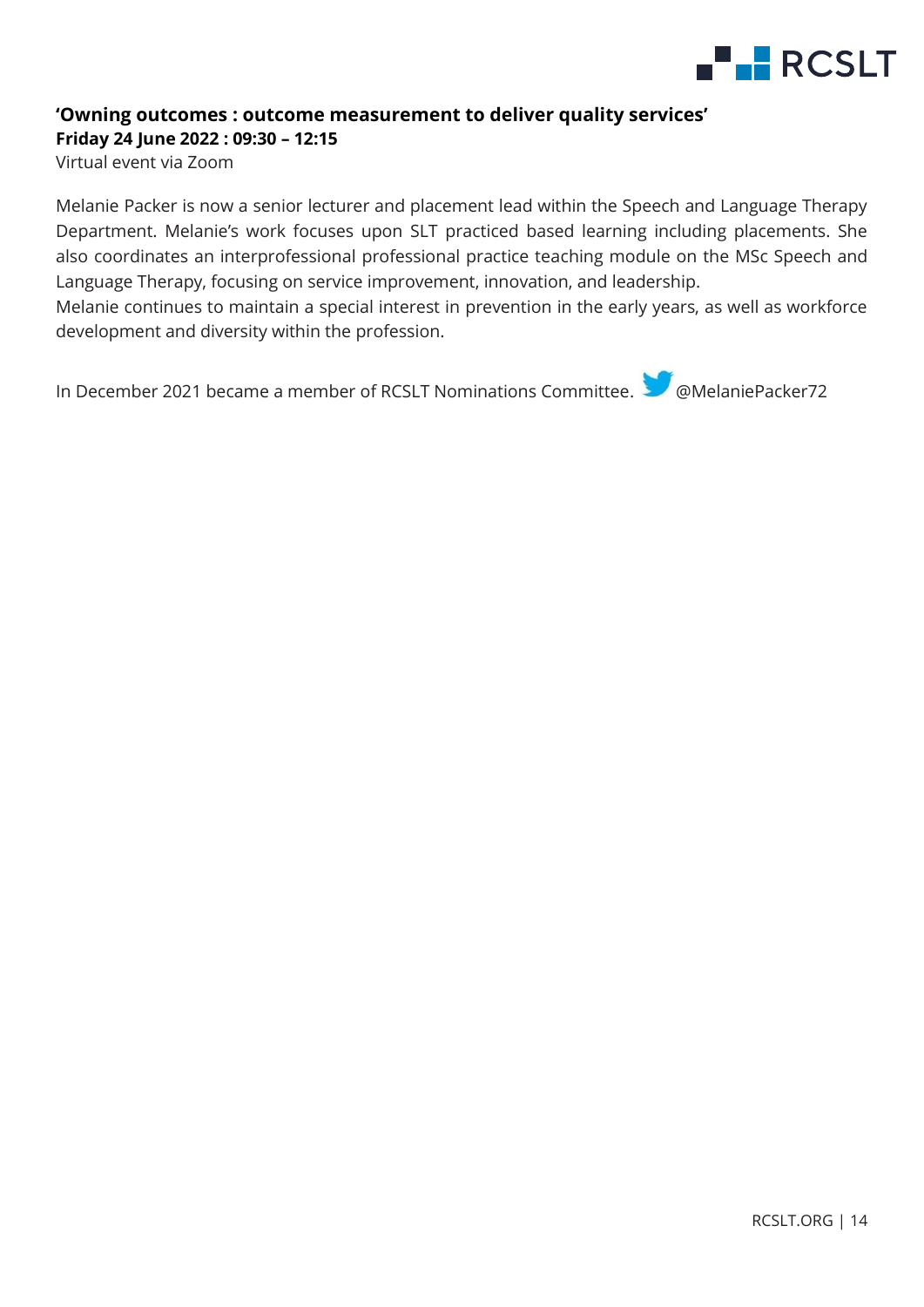**'Owning outcomes : outcome measurement to deliver quality services'**
**Friday 24 June 2022 : 09:30 – 12:15**
Virtual event via Zoom

Melanie Packer is now a senior lecturer and placement lead within the Speech and Language Therapy Department. Melanie's work focuses upon SLT practiced based learning including placements. She also coordinates an interprofessional professional practice teaching module on the MSc Speech and Language Therapy, focusing on service improvement, innovation, and leadership.
Melanie continues to maintain a special interest in prevention in the early years, as well as workforce development and diversity within the profession.

In December 2021 became a member of RCSLT Nominations Committee. @MelaniePacker72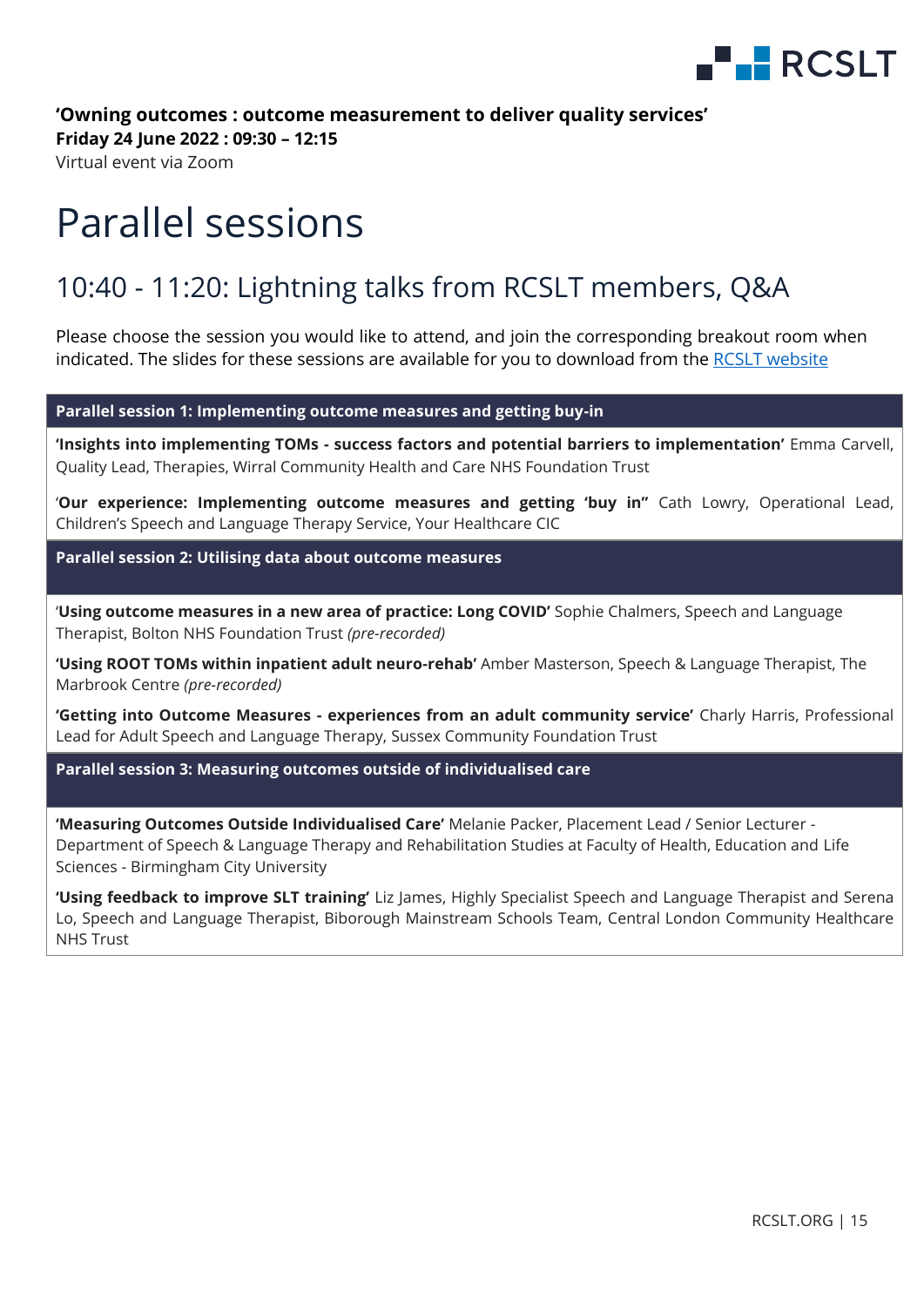**'Owning outcomes : outcome measurement to deliver quality services'**
**Friday 24 June 2022 : 09:30 – 12:15**
Virtual event via Zoom

# Parallel sessions

## 10:40 - 11:20: Lightning talks from RCSLT members, Q&A

Please choose the session you would like to attend, and join the corresponding breakout room when indicated. The slides for these sessions are available for you to download from the RCSLT website

| Parallel session 1: Implementing outcome measures and getting buy-in |
| --- |
| **'Insights into implementing TOMs - success factors and potential barriers to implementation'** Emma Carvell, Quality Lead, Therapies, Wirral Community Health and Care NHS Foundation Trust<br><br>'**Our experience: Implementing outcome measures and getting 'buy in"** Cath Lowry, Operational Lead, Children's Speech and Language Therapy Service, Your Healthcare CIC |
| **Parallel session 2: Utilising data about outcome measures** |
| '**Using outcome measures in a new area of practice: Long COVID'** Sophie Chalmers, Speech and Language Therapist, Bolton NHS Foundation Trust *(pre-recorded)*<br><br>**'Using ROOT TOMs within inpatient adult neuro-rehab'** Amber Masterson, Speech & Language Therapist, The Marbrook Centre *(pre-recorded)*<br><br>**'Getting into Outcome Measures - experiences from an adult community service'** Charly Harris, Professional Lead for Adult Speech and Language Therapy, Sussex Community Foundation Trust |
| **Parallel session 3: Measuring outcomes outside of individualised care** |
| **'Measuring Outcomes Outside Individualised Care'** Melanie Packer, Placement Lead / Senior Lecturer - Department of Speech & Language Therapy and Rehabilitation Studies at Faculty of Health, Education and Life Sciences - Birmingham City University<br><br>**'Using feedback to improve SLT training'** Liz James, Highly Specialist Speech and Language Therapist and Serena Lo, Speech and Language Therapist, Biborough Mainstream Schools Team, Central London Community Healthcare NHS Trust |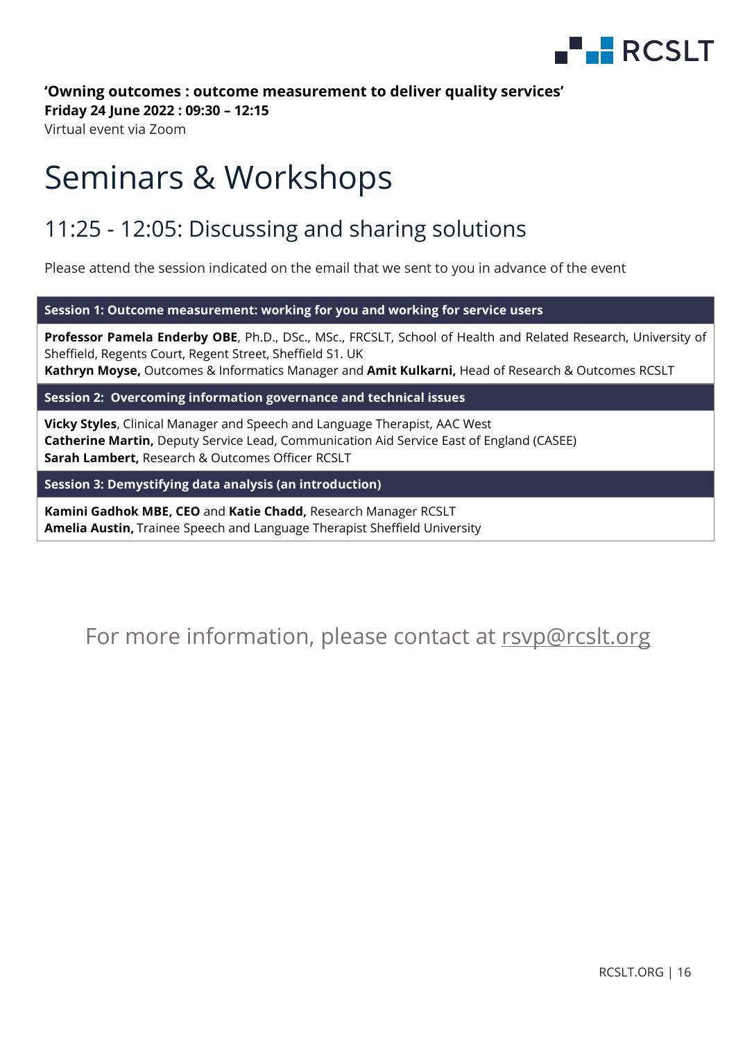**'Owning outcomes : outcome measurement to deliver quality services'**
**Friday 24 June 2022 : 09:30 – 12:15**
Virtual event via Zoom

# Seminars & Workshops

## 11:25 - 12:05: Discussing and sharing solutions

Please attend the session indicated on the email that we sent to you in advance of the event

| Session 1: Outcome measurement: working for you and working for service users |
|---|
| **Professor Pamela Enderby OBE**, Ph.D., DSc., MSc., FRCSLT, School of Health and Related Research, University of Sheffield, Regents Court, Regent Street, Sheffield S1. UK<br>**Kathryn Moyse,** Outcomes & Informatics Manager and **Amit Kulkarni,** Head of Research & Outcomes RCSLT |
| **Session 2: Overcoming information governance and technical issues** |
| **Vicky Styles**, Clinical Manager and Speech and Language Therapist, AAC West<br>**Catherine Martin,** Deputy Service Lead, Communication Aid Service East of England (CASEE)<br>**Sarah Lambert,** Research & Outcomes Officer RCSLT |
| **Session 3: Demystifying data analysis (an introduction)** |
| **Kamini Gadhok MBE, CEO** and **Katie Chadd,** Research Manager RCSLT<br>**Amelia Austin,** Trainee Speech and Language Therapist Sheffield University |

For more information, please contact at rsvp@rcslt.org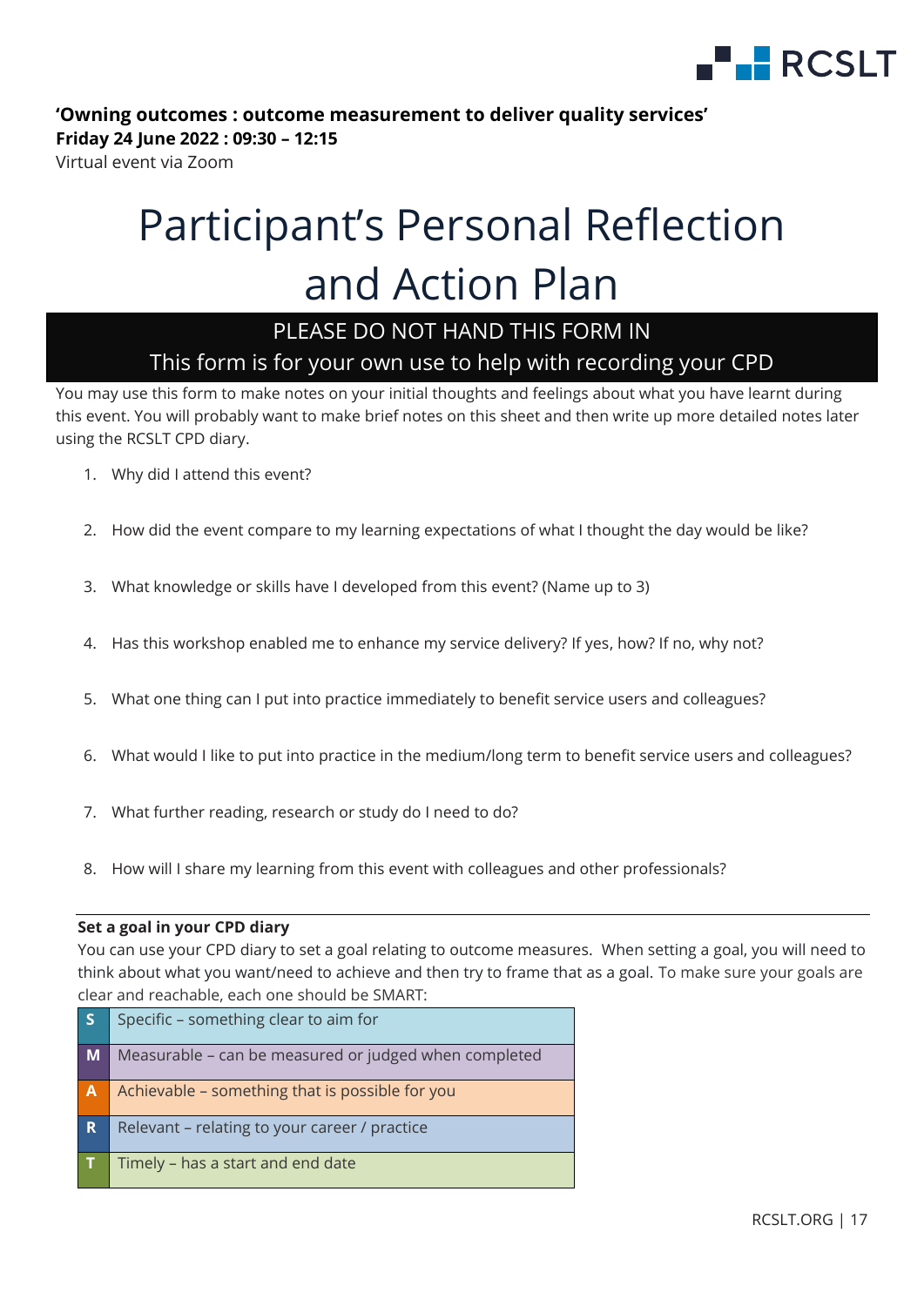**'Owning outcomes : outcome measurement to deliver quality services'**
**Friday 24 June 2022 : 09:30 – 12:15**
Virtual event via Zoom

# Participant's Personal Reflection and Action Plan

**PLEASE DO NOT HAND THIS FORM IN**
**This form is for your own use to help with recording your CPD**

You may use this form to make notes on your initial thoughts and feelings about what you have learnt during this event. You will probably want to make brief notes on this sheet and then write up more detailed notes later using the RCSLT CPD diary.

1. Why did I attend this event?

2. How did the event compare to my learning expectations of what I thought the day would be like?

3. What knowledge or skills have I developed from this event? (Name up to 3)

4. Has this workshop enabled me to enhance my service delivery? If yes, how? If no, why not?

5. What one thing can I put into practice immediately to benefit service users and colleagues?

6. What would I like to put into practice in the medium/long term to benefit service users and colleagues?

7. What further reading, research or study do I need to do?

8. How will I share my learning from this event with colleagues and other professionals?

---

**Set a goal in your CPD diary**

You can use your CPD diary to set a goal relating to outcome measures. When setting a goal, you will need to think about what you want/need to achieve and then try to frame that as a goal. To make sure your goals are clear and reachable, each one should be SMART:

| | |
|---|---|
| **S** | Specific – something clear to aim for |
| **M** | Measurable – can be measured or judged when completed |
| **A** | Achievable – something that is possible for you |
| **R** | Relevant – relating to your career / practice |
| **T** | Timely – has a start and end date |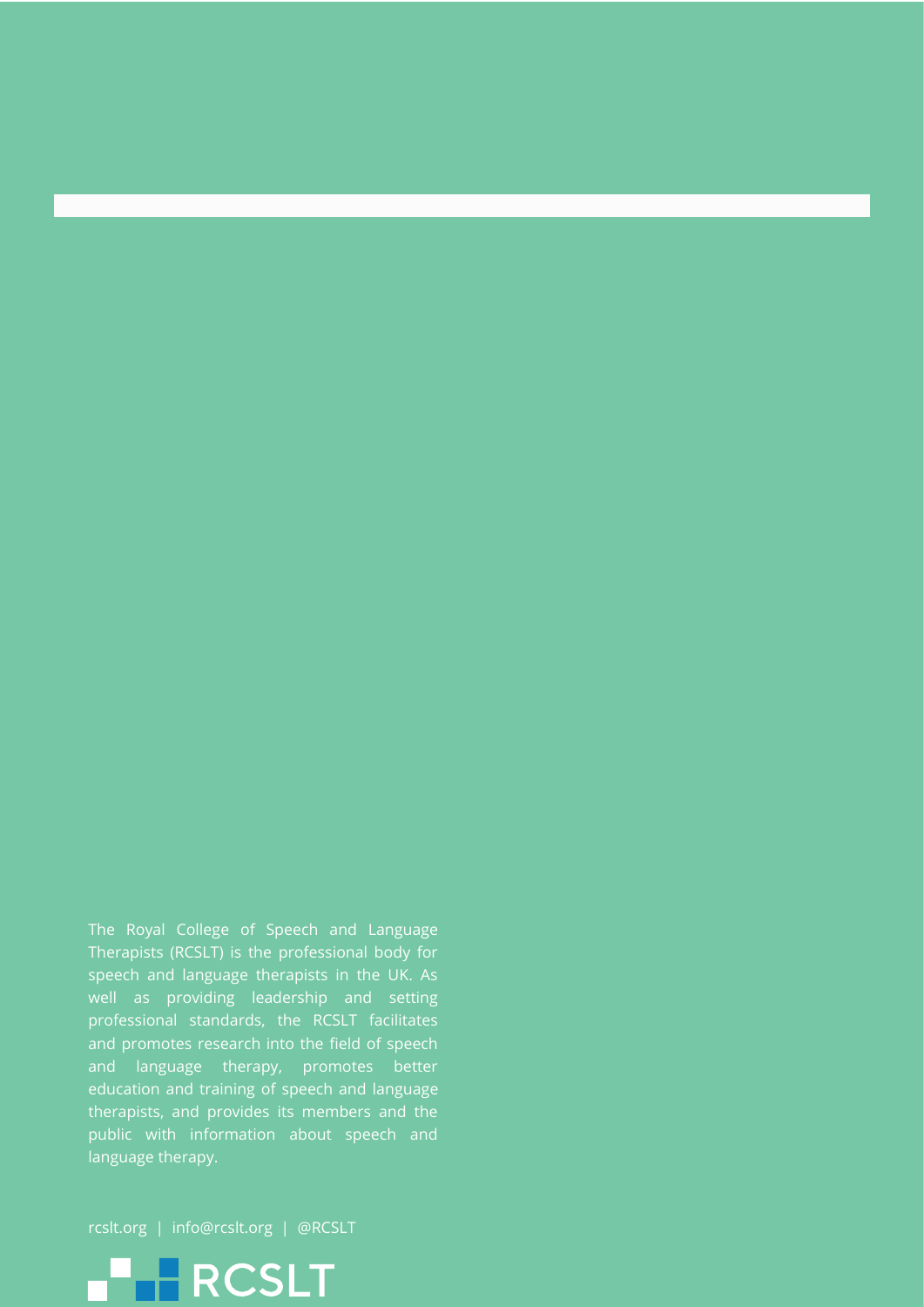The Royal College of Speech and Language Therapists (RCSLT) is the professional body for speech and language therapists in the UK. As well as providing leadership and setting professional standards, the RCSLT facilitates and promotes research into the field of speech and language therapy, promotes better education and training of speech and language therapists, and provides its members and the public with information about speech and language therapy.

rcslt.org | info@rcslt.org | @RCSLT

RCSLT